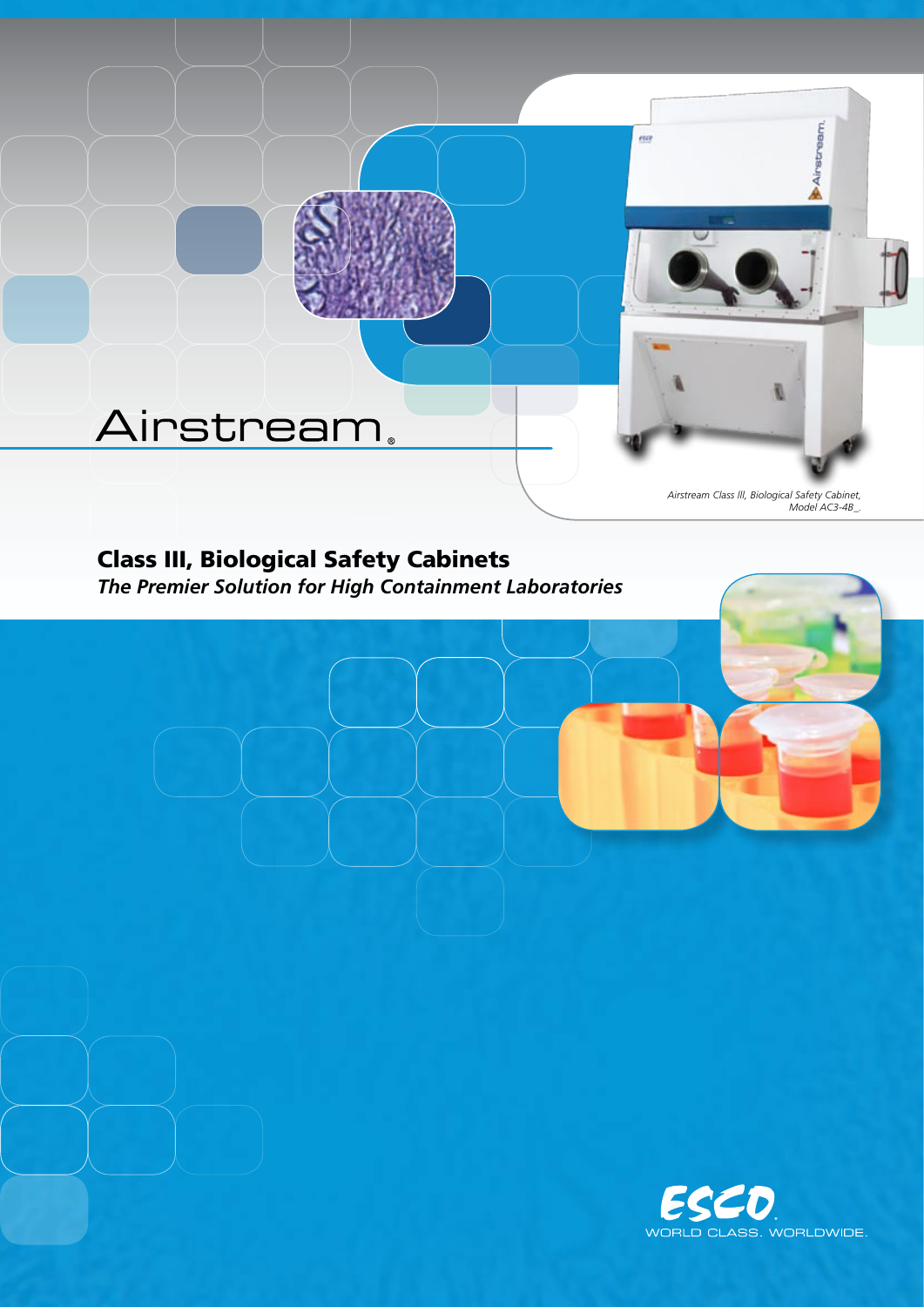# Airstream®

*Airstream Class III, Biological Safety Cabinet, Model AC3-4B_.*

## Class III, Biological Safety Cabinets

***The Premier Solution for High Containment Laboratories***

ESCO

WORLD CLASS. WORLDWIDE.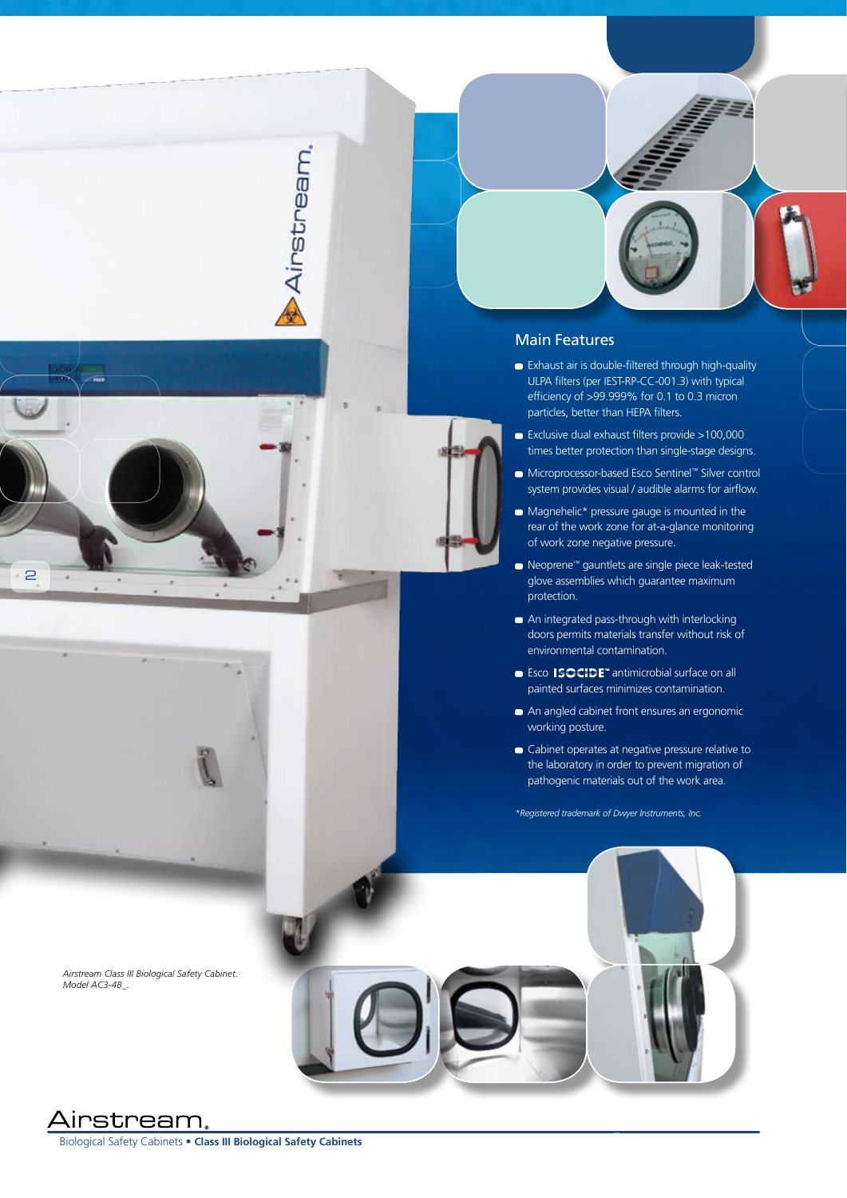## Main Features

- Exhaust air is double-filtered through high-quality ULPA filters (per IEST-RP-CC-001.3) with typical efficiency of >99.999% for 0.1 to 0.3 micron particles, better than HEPA filters.
- Exclusive dual exhaust filters provide >100,000 times better protection than single-stage designs.
- Microprocessor-based Esco Sentinel™ Silver control system provides visual / audible alarms for airflow.
- Magnehelic* pressure gauge is mounted in the rear of the work zone for at-a-glance monitoring of work zone negative pressure.
- Neoprene™ gauntlets are single piece leak-tested glove assemblies which guarantee maximum protection.
- An integrated pass-through with interlocking doors permits materials transfer without risk of environmental contamination.
- Esco ISOCIDE™ antimicrobial surface on all painted surfaces minimizes contamination.
- An angled cabinet front ensures an ergonomic working posture.
- Cabinet operates at negative pressure relative to the laboratory in order to prevent migration of pathogenic materials out of the work area.

*Registered trademark of Dwyer Instruments, Inc.*

*Airstream Class III Biological Safety Cabinet. Model AC3-4B_.*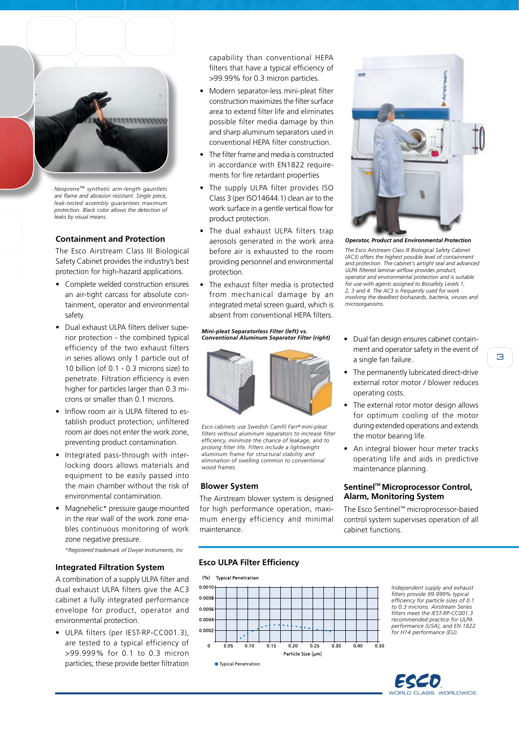*Neoprene™ synthetic arm-length gauntlets are flame and abrasion resistant. Single piece, leak-tested assembly guarantees maximum protection. Black color allows the detection of leaks by visual means.*

## Containment and Protection

The Esco Airstream Class III Biological Safety Cabinet provides the industry's best protection for high-hazard applications.

- Complete welded construction ensures an air-tight carcass for absolute containment, operator and environmental safety.
- Dual exhaust ULPA filters deliver superior protection - the combined typical efficiency of the two exhaust filters in series allows only 1 particle out of 10 billion (of 0.1 - 0.3 microns size) to penetrate. Filtration efficiency is even higher for particles larger than 0.3 microns or smaller than 0.1 microns.
- Inflow room air is ULPA filtered to establish product protection; unfiltered room air does not enter the work zone, preventing product contamination.
- Integrated pass-through with interlocking doors allows materials and equipment to be easily passed into the main chamber without the risk of environmental contamination.
- Magnehelic* pressure gauge mounted in the rear wall of the work zone enables continuous monitoring of work zone negative pressure.

*\*Registered trademark of Dwyer Instruments, Inc*

## Integrated Filtration System

A combination of a supply ULPA filter and dual exhaust ULPA filters give the AC3 cabinet a fully integrated performance envelope for product, operator and environmental protection.

- ULPA filters (per IEST-RP-CC001.3), are tested to a typical efficiency of >99.999% for 0.1 to 0.3 micron particles; these provide better filtration capability than conventional HEPA filters that have a typical efficiency of >99.99% for 0.3 micron particles.
- Modern separator-less mini-pleat filter construction maximizes the filter surface area to extend filter life and eliminates possible filter media damage by thin and sharp aluminum separators used in conventional HEPA filter construction.
- The filter frame and media is constructed in accordance with EN1822 requirements for fire retardant properties
- The supply ULPA filter provides ISO Class 3 (per ISO14644.1) clean air to the work surface in a gentle vertical flow for product protection.
- The dual exhaust ULPA filters trap aerosols generated in the work area before air is exhausted to the room providing personnel and environmental protection.
- The exhaust filter media is protected from mechanical damage by an integrated metal screen guard, which is absent from conventional HEPA filters.

***Mini-pleat Separatorless Filter (left) vs. Conventional Aluminum Separator Filter (right)***

*Esco cabinets use Swedish Camfil Farr® mini-pleat filters without aluminum separators to increase filter efficiency, minimize the chance of leakage, and to prolong filter life. Filters include a lightweight aluminum frame for structural stability and elimination of swelling common to conventional wood frames.*

## Blower System

The Airstream blower system is designed for high performance operation, maximum energy efficiency and minimal maintenance.

***Operator, Product and Environmental Protection***

*The Esco Airstream Class III Biological Safety Cabinet (AC3) offers the highest possible level of containment and protection. The cabinet's airtight seal and advanced ULPA filtered laminar airflow provides product, operator and environmental protection and is suitable for use with agents assigned to Biosafety Levels 1, 2, 3 and 4. The AC3 is frequently used for work involving the deadliest biohazards, bacteria, viruses and microorganisms.*

- Dual fan design ensures cabinet containment and operator safety in the event of a single fan failure.
- The permanently lubricated direct-drive external rotor motor / blower reduces operating costs.
- The external rotor motor design allows for optimum cooling of the motor during extended operations and extends the motor bearing life.
- An integral blower hour meter tracks operating life and aids in predictive maintenance planning.

## Sentinel™ Microprocessor Control, Alarm, Monitoring System

The Esco Sentinel™ microprocessor-based control system supervises operation of all cabinet functions.

## Esco ULPA Filter Efficiency

(%) Typical Penetration

Particle Size [µm]

● Typical Penetration

*Independent supply and exhaust filters provide 99.999% typical efficiency for particle sizes of 0.1 to 0.3 microns. Airstream Series filters meet the IEST-RP-CC001.3 recommended practice for ULPA performance (USA), and EN 1822 for H14 performance (EU).*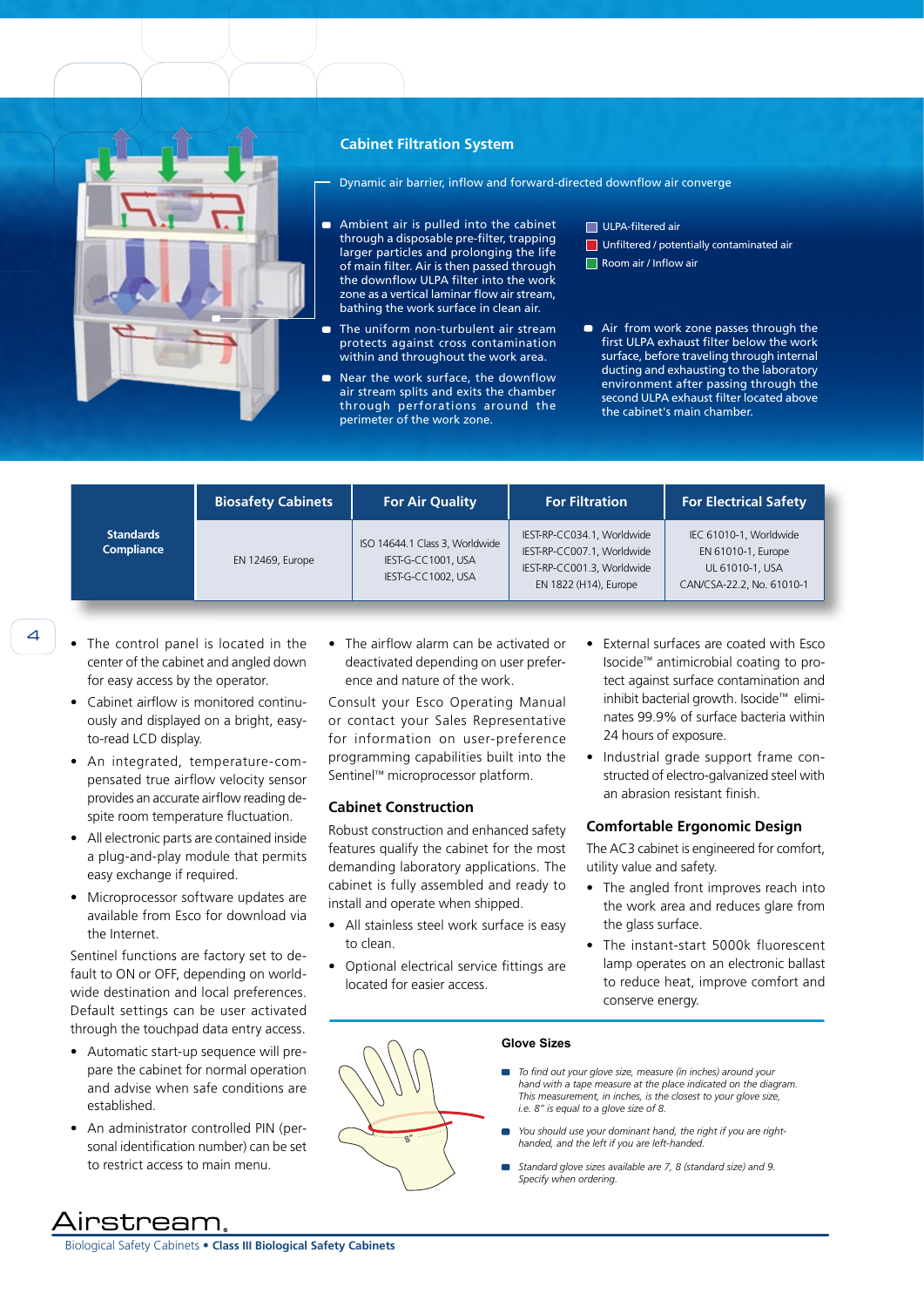## Cabinet Filtration System

Dynamic air barrier, inflow and forward-directed downflow air converge

- Ambient air is pulled into the cabinet through a disposable pre-filter, trapping larger particles and prolonging the life of main filter. Air is then passed through the downflow ULPA filter into the work zone as a vertical laminar flow air stream, bathing the work surface in clean air.
- The uniform non-turbulent air stream protects against cross contamination within and throughout the work area.
- Near the work surface, the downflow air stream splits and exits the chamber through perforations around the perimeter of the work zone.

- ULPA-filtered air
- Unfiltered / potentially contaminated air
- Room air / Inflow air

- Air from work zone passes through the first ULPA exhaust filter below the work surface, before traveling through internal ducting and exhausting to the laboratory environment after passing through the second ULPA exhaust filter located above the cabinet's main chamber.

| | Biosafety Cabinets | For Air Quality | For Filtration | For Electrical Safety |
|---|---|---|---|---|
| **Standards Compliance** | EN 12469, Europe | ISO 14644.1 Class 3, Worldwide<br>IEST-G-CC1001, USA<br>IEST-G-CC1002, USA | IEST-RP-CC034.1, Worldwide<br>IEST-RP-CC007.1, Worldwide<br>IEST-RP-CC001.3, Worldwide<br>EN 1822 (H14), Europe | IEC 61010-1, Worldwide<br>EN 61010-1, Europe<br>UL 61010-1, USA<br>CAN/CSA-22.2, No. 61010-1 |

- The control panel is located in the center of the cabinet and angled down for easy access by the operator.
- Cabinet airflow is monitored continuously and displayed on a bright, easy-to-read LCD display.
- An integrated, temperature-compensated true airflow velocity sensor provides an accurate airflow reading despite room temperature fluctuation.
- All electronic parts are contained inside a plug-and-play module that permits easy exchange if required.
- Microprocessor software updates are available from Esco for download via the Internet.

Sentinel functions are factory set to default to ON or OFF, depending on worldwide destination and local preferences. Default settings can be user activated through the touchpad data entry access.

- Automatic start-up sequence will prepare the cabinet for normal operation and advise when safe conditions are established.
- An administrator controlled PIN (personal identification number) can be set to restrict access to main menu.
- The airflow alarm can be activated or deactivated depending on user preference and nature of the work.

Consult your Esco Operating Manual or contact your Sales Representative for information on user-preference programming capabilities built into the Sentinel™ microprocessor platform.

### Cabinet Construction

Robust construction and enhanced safety features qualify the cabinet for the most demanding laboratory applications. The cabinet is fully assembled and ready to install and operate when shipped.

- All stainless steel work surface is easy to clean.
- Optional electrical service fittings are located for easier access.
- External surfaces are coated with Esco Isocide™ antimicrobial coating to protect against surface contamination and inhibit bacterial growth. Isocide™ eliminates 99.9% of surface bacteria within 24 hours of exposure.
- Industrial grade support frame constructed of electro-galvanized steel with an abrasion resistant finish.

### Comfortable Ergonomic Design

The AC3 cabinet is engineered for comfort, utility value and safety.

- The angled front improves reach into the work area and reduces glare from the glass surface.
- The instant-start 5000k fluorescent lamp operates on an electronic ballast to reduce heat, improve comfort and conserve energy.

#### Glove Sizes

8"

- *To find out your glove size, measure (in inches) around your hand with a tape measure at the place indicated on the diagram. This measurement, in inches, is the closest to your glove size, i.e. 8" is equal to a glove size of 8.*
- *You should use your dominant hand, the right if you are right-handed, and the left if you are left-handed.*
- *Standard glove sizes available are 7, 8 (standard size) and 9. Specify when ordering.*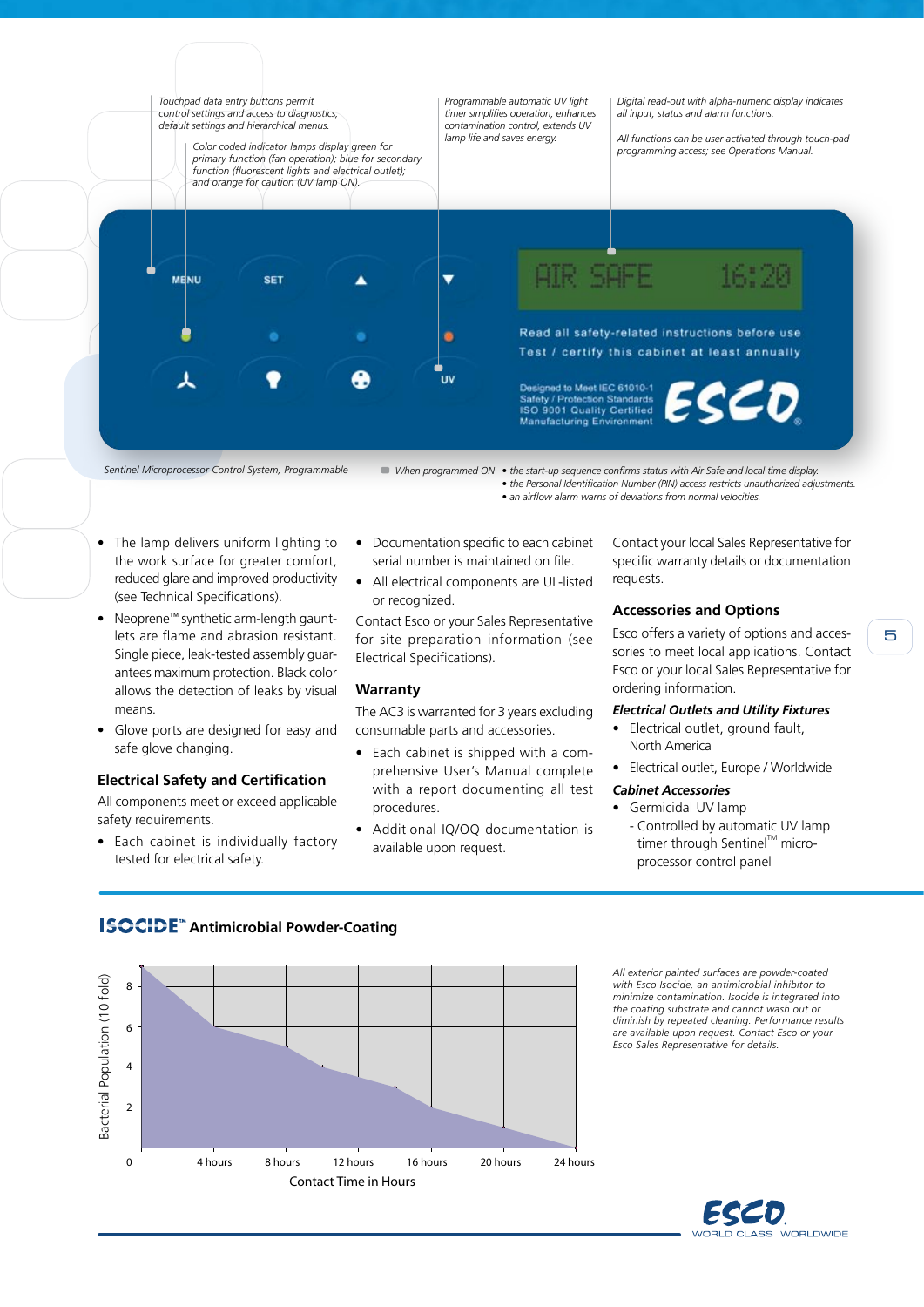Touchpad data entry buttons permit control settings and access to diagnostics, default settings and hierarchical menus.

Color coded indicator lamps display green for primary function (fan operation); blue for secondary function (fluorescent lights and electrical outlet); and orange for caution (UV lamp ON).

Programmable automatic UV light timer simplifies operation, enhances contamination control, extends UV lamp life and saves energy.

Digital read-out with alpha-numeric display indicates all input, status and alarm functions.

All functions can be user activated through touch-pad programming access; see Operations Manual.

MENU SET ▲ ▼ UV

AIR SAFE 16:20

Read all safety-related instructions before use
Test / certify this cabinet at least annually

Designed to Meet IEC 61010-1 Safety / Protection Standards ISO 9001 Quality Certified Manufacturing Environment

ESCO

*Sentinel Microprocessor Control System, Programmable*

*When programmed ON*
- *the start-up sequence confirms status with Air Safe and local time display.*
- *the Personal Identification Number (PIN) access restricts unauthorized adjustments.*
- *an airflow alarm warns of deviations from normal velocities.*

- The lamp delivers uniform lighting to the work surface for greater comfort, reduced glare and improved productivity (see Technical Specifications).
- Neoprene™ synthetic arm-length gauntlets are flame and abrasion resistant. Single piece, leak-tested assembly guarantees maximum protection. Black color allows the detection of leaks by visual means.
- Glove ports are designed for easy and safe glove changing.

## Electrical Safety and Certification

All components meet or exceed applicable safety requirements.

- Each cabinet is individually factory tested for electrical safety.
- Documentation specific to each cabinet serial number is maintained on file.
- All electrical components are UL-listed or recognized.

Contact Esco or your Sales Representative for site preparation information (see Electrical Specifications).

## Warranty

The AC3 is warranted for 3 years excluding consumable parts and accessories.

- Each cabinet is shipped with a comprehensive User's Manual complete with a report documenting all test procedures.
- Additional IQ/OQ documentation is available upon request.

Contact your local Sales Representative for specific warranty details or documentation requests.

## Accessories and Options

Esco offers a variety of options and accessories to meet local applications. Contact Esco or your local Sales Representative for ordering information.

### *Electrical Outlets and Utility Fixtures*

- Electrical outlet, ground fault, North America
- Electrical outlet, Europe / Worldwide

### *Cabinet Accessories*

- Germicidal UV lamp
  - Controlled by automatic UV lamp timer through Sentinel™ micro-processor control panel

## ISOCIDE™ Antimicrobial Powder-Coating

Bacterial Population (10 fold) vs. Contact Time in Hours (0, 4 hours, 8 hours, 12 hours, 16 hours, 20 hours, 24 hours); y-axis 0–8.

*All exterior painted surfaces are powder-coated with Esco Isocide, an antimicrobial inhibitor to minimize contamination. Isocide is integrated into the coating substrate and cannot wash out or diminish by repeated cleaning. Performance results are available upon request. Contact Esco or your Esco Sales Representative for details.*

ESCO WORLD CLASS. WORLDWIDE.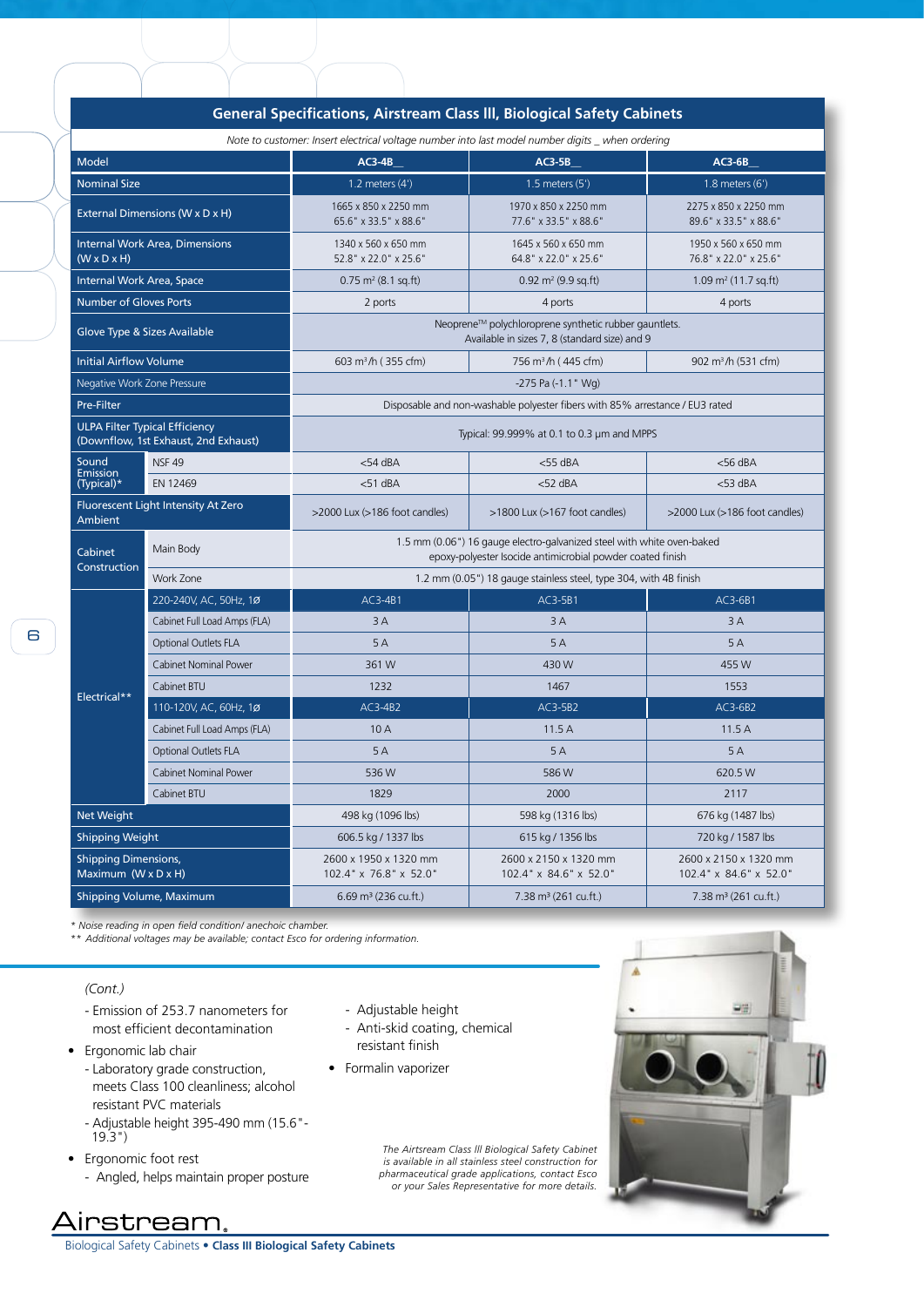## General Specifications, Airstream Class III, Biological Safety Cabinets

*Note to customer: Insert electrical voltage number into last model number digits _ when ordering*

| Model | | AC3-4B__ | AC3-5B__ | AC3-6B__ |
|---|---|---|---|---|
| Nominal Size | | 1.2 meters (4') | 1.5 meters (5') | 1.8 meters (6') |
| External Dimensions (W x D x H) | | 1665 x 850 x 2250 mm 65.6" x 33.5" x 88.6" | 1970 x 850 x 2250 mm 77.6" x 33.5" x 88.6" | 2275 x 850 x 2250 mm 89.6" x 33.5" x 88.6" |
| Internal Work Area, Dimensions (W x D x H) | | 1340 x 560 x 650 mm 52.8" x 22.0" x 25.6" | 1645 x 560 x 650 mm 64.8" x 22.0" x 25.6" | 1950 x 560 x 650 mm 76.8" x 22.0" x 25.6" |
| Internal Work Area, Space | | 0.75 m² (8.1 sq.ft) | 0.92 m² (9.9 sq.ft) | 1.09 m² (11.7 sq.ft) |
| Number of Gloves Ports | | 2 ports | 4 ports | 4 ports |
| Glove Type & Sizes Available | | Neoprene™ polychloroprene synthetic rubber gauntlets. Available in sizes 7, 8 (standard size) and 9 | | |
| Initial Airflow Volume | | 603 m³/h ( 355 cfm) | 756 m³/h ( 445 cfm) | 902 m³/h (531 cfm) |
| Negative Work Zone Pressure | | -275 Pa (-1.1" Wg) | | |
| Pre-Filter | | Disposable and non-washable polyester fibers with 85% arrestance / EU3 rated | | |
| ULPA Filter Typical Efficiency (Downflow, 1st Exhaust, 2nd Exhaust) | | Typical: 99.999% at 0.1 to 0.3 µm and MPPS | | |
| Sound Emission (Typical)* | NSF 49 | <54 dBA | <55 dBA | <56 dBA |
| | EN 12469 | <51 dBA | <52 dBA | <53 dBA |
| Fluorescent Light Intensity At Zero Ambient | | >2000 Lux (>186 foot candles) | >1800 Lux (>167 foot candles) | >2000 Lux (>186 foot candles) |
| Cabinet Construction | Main Body | 1.5 mm (0.06") 16 gauge electro-galvanized steel with white oven-baked epoxy-polyester Isocide antimicrobial powder coated finish | | |
| | Work Zone | 1.2 mm (0.05") 18 gauge stainless steel, type 304, with 4B finish | | |
| Electrical** | 220-240V, AC, 50Hz, 1Ø | AC3-4B1 | AC3-5B1 | AC3-6B1 |
| | Cabinet Full Load Amps (FLA) | 3 A | 3 A | 3 A |
| | Optional Outlets FLA | 5 A | 5 A | 5 A |
| | Cabinet Nominal Power | 361 W | 430 W | 455 W |
| | Cabinet BTU | 1232 | 1467 | 1553 |
| | 110-120V, AC, 60Hz, 1Ø | AC3-4B2 | AC3-5B2 | AC3-6B2 |
| | Cabinet Full Load Amps (FLA) | 10 A | 11.5 A | 11.5 A |
| | Optional Outlets FLA | 5 A | 5 A | 5 A |
| | Cabinet Nominal Power | 536 W | 586 W | 620.5 W |
| | Cabinet BTU | 1829 | 2000 | 2117 |
| Net Weight | | 498 kg (1096 lbs) | 598 kg (1316 lbs) | 676 kg (1487 lbs) |
| Shipping Weight | | 606.5 kg / 1337 lbs | 615 kg / 1356 lbs | 720 kg / 1587 lbs |
| Shipping Dimensions, Maximum (W x D x H) | | 2600 x 1950 x 1320 mm 102.4" x 76.8" x 52.0" | 2600 x 2150 x 1320 mm 102.4" x 84.6" x 52.0" | 2600 x 2150 x 1320 mm 102.4" x 84.6" x 52.0" |
| Shipping Volume, Maximum | | 6.69 m³ (236 cu.ft.) | 7.38 m³ (261 cu.ft.) | 7.38 m³ (261 cu.ft.) |

*\* Noise reading in open field condition/ anechoic chamber.*
*\*\* Additional voltages may be available; contact Esco for ordering information.*

*(Cont.)*

- Emission of 253.7 nanometers for most efficient decontamination

- Ergonomic lab chair
  - Laboratory grade construction, meets Class 100 cleanliness; alcohol resistant PVC materials
  - Adjustable height 395-490 mm (15.6"-19.3")
- Ergonomic foot rest
  - Angled, helps maintain proper posture
  - Adjustable height
  - Anti-skid coating, chemical resistant finish
- Formalin vaporizer

*The Airtsream Class III Biological Safety Cabinet is available in all stainless steel construction for pharmaceutical grade applications, contact Esco or your Sales Representative for more details.*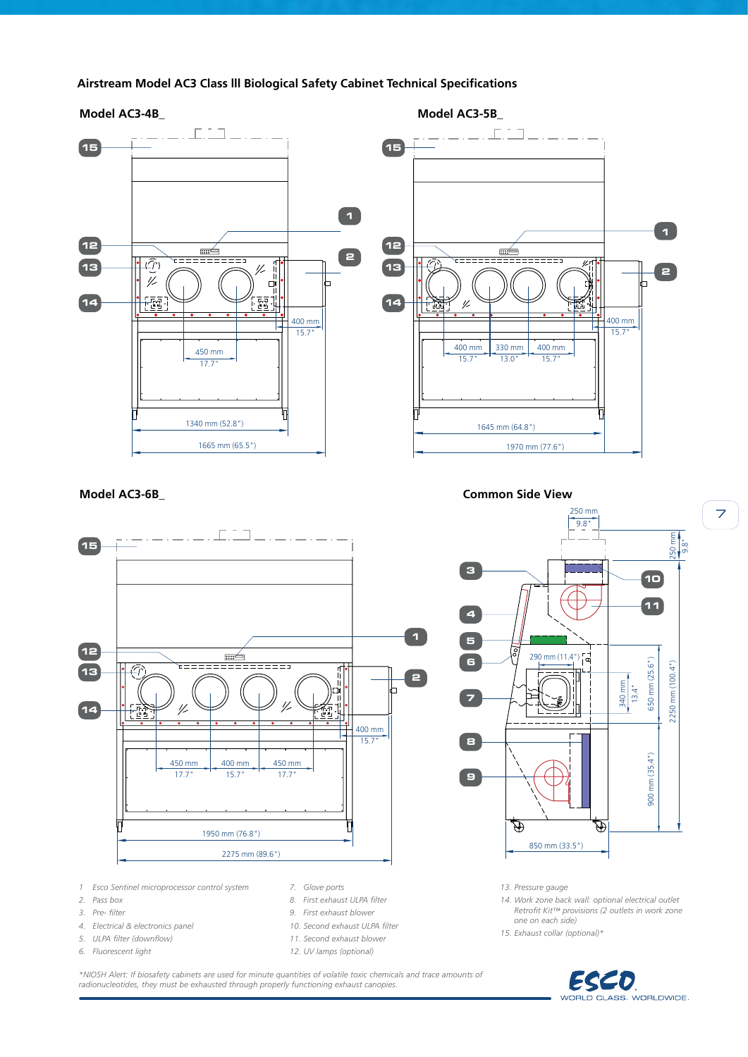## Airstream Model AC3 Class lll Biological Safety Cabinet Technical Specifications

### Model AC3-4B_

400 mm 15.7"

450 mm 17.7"

1340 mm (52.8")

1665 mm (65.5")

### Model AC3-5B_

400 mm 15.7"

400 mm 15.7" | 330 mm 13.0" | 400 mm 15.7"

1645 mm (64.8")

1970 mm (77.6")

### Model AC3-6B_

400 mm 15.7"

450 mm 17.7" | 400 mm 15.7" | 450 mm 17.7"

1950 mm (76.8")

2275 mm (89.6")

### Common Side View

250 mm 9.8"

250 mm 9.8"

290 mm (11.4")

340 mm 13.4"

650 mm (25.6")

2250 mm (100.4")

900 mm (35.4")

850 mm (33.5")

1. Esco Sentinel microprocessor control system
2. Pass box
3. Pre- filter
4. Electrical & electronics panel
5. ULPA filter (downflow)
6. Fluorescent light
7. Glove ports
8. First exhaust ULPA filter
9. First exhaust blower
10. Second exhaust ULPA filter
11. Second exhaust blower
12. UV lamps (optional)
13. Pressure gauge
14. Work zone back wall: optional electrical outlet Retrofit Kit™ provisions (2 outlets in work zone one on each side)
15. Exhaust collar (optional)*

*NIOSH Alert: If biosafety cabinets are used for minute quantities of volatile toxic chemicals and trace amounts of radionucleotides, they must be exhausted through properly functioning exhaust canopies.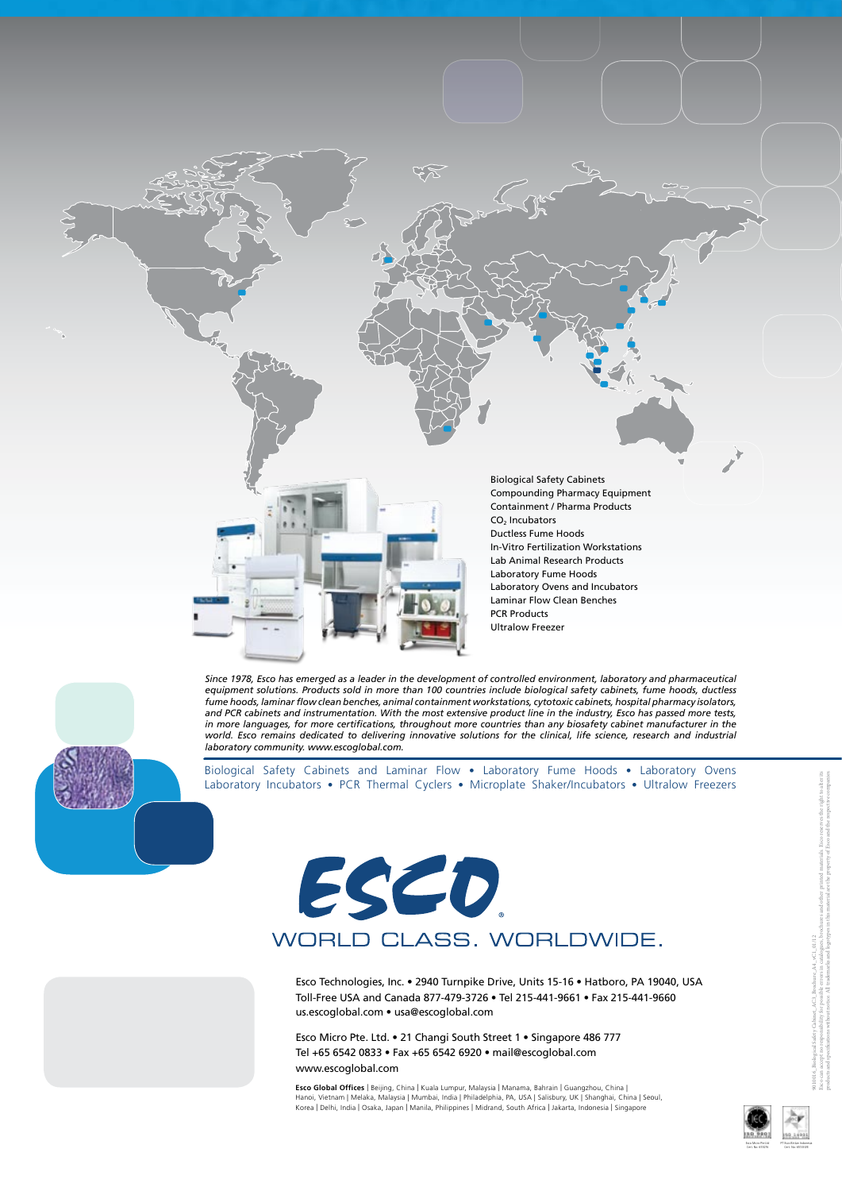Biological Safety Cabinets
Compounding Pharmacy Equipment
Containment / Pharma Products
$CO_2$ Incubators
Ductless Fume Hoods
In-Vitro Fertilization Workstations
Lab Animal Research Products
Laboratory Fume Hoods
Laboratory Ovens and Incubators
Laminar Flow Clean Benches
PCR Products
Ultralow Freezer

*Since 1978, Esco has emerged as a leader in the development of controlled environment, laboratory and pharmaceutical equipment solutions. Products sold in more than 100 countries include biological safety cabinets, fume hoods, ductless fume hoods, laminar flow clean benches, animal containment workstations, cytotoxic cabinets, hospital pharmacy isolators, and PCR cabinets and instrumentation. With the most extensive product line in the industry, Esco has passed more tests, in more languages, for more certifications, throughout more countries than any biosafety cabinet manufacturer in the world. Esco remains dedicated to delivering innovative solutions for the clinical, life science, research and industrial laboratory community. www.escoglobal.com.*

Biological Safety Cabinets and Laminar Flow • Laboratory Fume Hoods • Laboratory Ovens
Laboratory Incubators • PCR Thermal Cyclers • Microplate Shaker/Incubators • Ultralow Freezers

ESCO®

WORLD CLASS. WORLDWIDE.

Esco Technologies, Inc. • 2940 Turnpike Drive, Units 15-16 • Hatboro, PA 19040, USA
Toll-Free USA and Canada 877-479-3726 • Tel 215-441-9661 • Fax 215-441-9660
us.escoglobal.com • usa@escoglobal.com

Esco Micro Pte. Ltd. • 21 Changi South Street 1 • Singapore 486 777
Tel +65 6542 0833 • Fax +65 6542 6920 • mail@escoglobal.com
www.escoglobal.com

**Esco Global Offices** | Beijing, China | Kuala Lumpur, Malaysia | Manama, Bahrain | Guangzhou, China | Hanoi, Vietnam | Melaka, Malaysia | Mumbai, India | Philadelphia, PA, USA | Salisbury, UK | Shanghai, China | Seoul, Korea | Delhi, India | Osaka, Japan | Manila, Philippines | Midrand, South Africa | Jakarta, Indonesia | Singapore